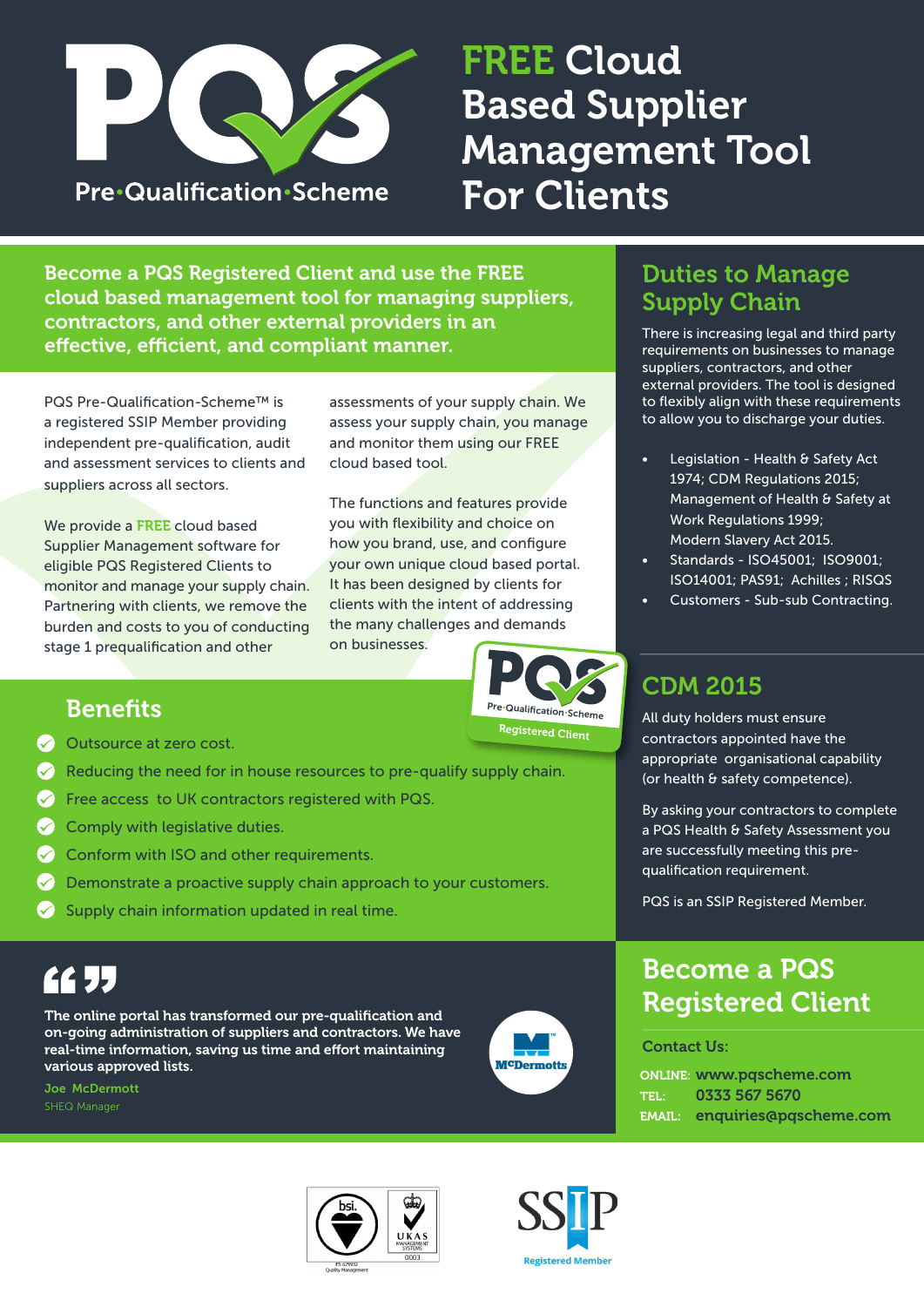PQS Pre·Qualification·Scheme

# FREE Cloud Based Supplier Management Tool For Clients

**Become a PQS Registered Client and use the FREE cloud based management tool for managing suppliers, contractors, and other external providers in an effective, efficient, and compliant manner.**

PQS Pre-Qualification-Scheme™ is a registered SSIP Member providing independent pre-qualification, audit and assessment services to clients and suppliers across all sectors.

We provide a FREE cloud based Supplier Management software for eligible PQS Registered Clients to monitor and manage your supply chain. Partnering with clients, we remove the burden and costs to you of conducting stage 1 prequalification and other assessments of your supply chain. We assess your supply chain, you manage and monitor them using our FREE cloud based tool.

The functions and features provide you with flexibility and choice on how you brand, use, and configure your own unique cloud based portal. It has been designed by clients for clients with the intent of addressing the many challenges and demands on businesses.

PQS Pre·Qualification·Scheme Registered Client

## Benefits

- Outsource at zero cost.
- Reducing the need for in house resources to pre-qualify supply chain.
- Free access to UK contractors registered with PQS.
- Comply with legislative duties.
- Conform with ISO and other requirements.
- Demonstrate a proactive supply chain approach to your customers.
- Supply chain information updated in real time.

**The online portal has transformed our pre-qualification and on-going administration of suppliers and contractors. We have real-time information, saving us time and effort maintaining various approved lists.**

Joe McDermott
SHEQ Manager

McDermotts

## Duties to Manage Supply Chain

There is increasing legal and third party requirements on businesses to manage suppliers, contractors, and other external providers. The tool is designed to flexibly align with these requirements to allow you to discharge your duties.

- Legislation - Health & Safety Act 1974; CDM Regulations 2015; Management of Health & Safety at Work Regulations 1999; Modern Slavery Act 2015.
- Standards - ISO45001; ISO9001; ISO14001; PAS91; Achilles ; RISQS
- Customers - Sub-sub Contracting.

## CDM 2015

All duty holders must ensure contractors appointed have the appropriate organisational capability (or health & safety competence).

By asking your contractors to complete a PQS Health & Safety Assessment you are successfully meeting this pre-qualification requirement.

PQS is an SSIP Registered Member.

## Become a PQS Registered Client

Contact Us:

ONLINE: www.pqscheme.com
TEL: 0333 567 5670
EMAIL: enquiries@pqscheme.com

bsi. FS 629932 Quality Management — UKAS Management Systems 0003

SSIP Registered Member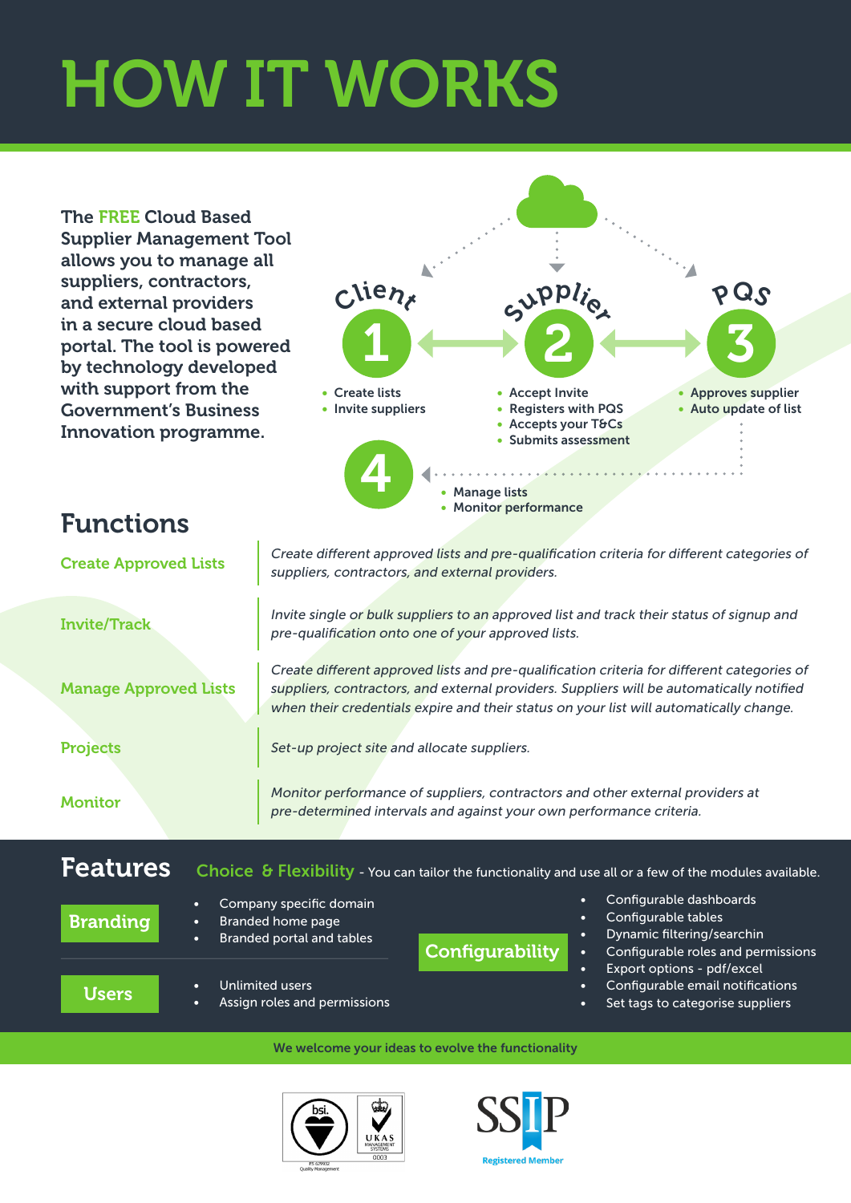# HOW IT WORKS

The FREE Cloud Based Supplier Management Tool allows you to manage all suppliers, contractors, and external providers in a secure cloud based portal. The tool is powered by technology developed with support from the Government's Business Innovation programme.

**1 Client**
- Create lists
- Invite suppliers

**2 Supplier**
- Accept Invite
- Registers with PQS
- Accepts your T&Cs
- Submits assessment

**3 PQS**
- Approves supplier
- Auto update of list

**4**
- Manage lists
- Monitor performance

## Functions

| | |
|---|---|
| **Create Approved Lists** | *Create different approved lists and pre-qualification criteria for different categories of suppliers, contractors, and external providers.* |
| **Invite/Track** | *Invite single or bulk suppliers to an approved list and track their status of signup and pre-qualification onto one of your approved lists.* |
| **Manage Approved Lists** | *Create different approved lists and pre-qualification criteria for different categories of suppliers, contractors, and external providers. Suppliers will be automatically notified when their credentials expire and their status on your list will automatically change.* |
| **Projects** | *Set-up project site and allocate suppliers.* |
| **Monitor** | *Monitor performance of suppliers, contractors and other external providers at pre-determined intervals and against your own performance criteria.* |

## Features

**Choice & Flexibility** - You can tailor the functionality and use all or a few of the modules available.

**Branding**
- Company specific domain
- Branded home page
- Branded portal and tables

**Users**
- Unlimited users
- Assign roles and permissions

**Configurability**
- Configurable dashboards
- Configurable tables
- Dynamic filtering/searchin
- Configurable roles and permissions
- Export options - pdf/excel
- Configurable email notifications
- Set tags to categorise suppliers

We welcome your ideas to evolve the functionality

bsi. UKAS MANAGEMENT SYSTEMS 0003

SSIP Registered Member